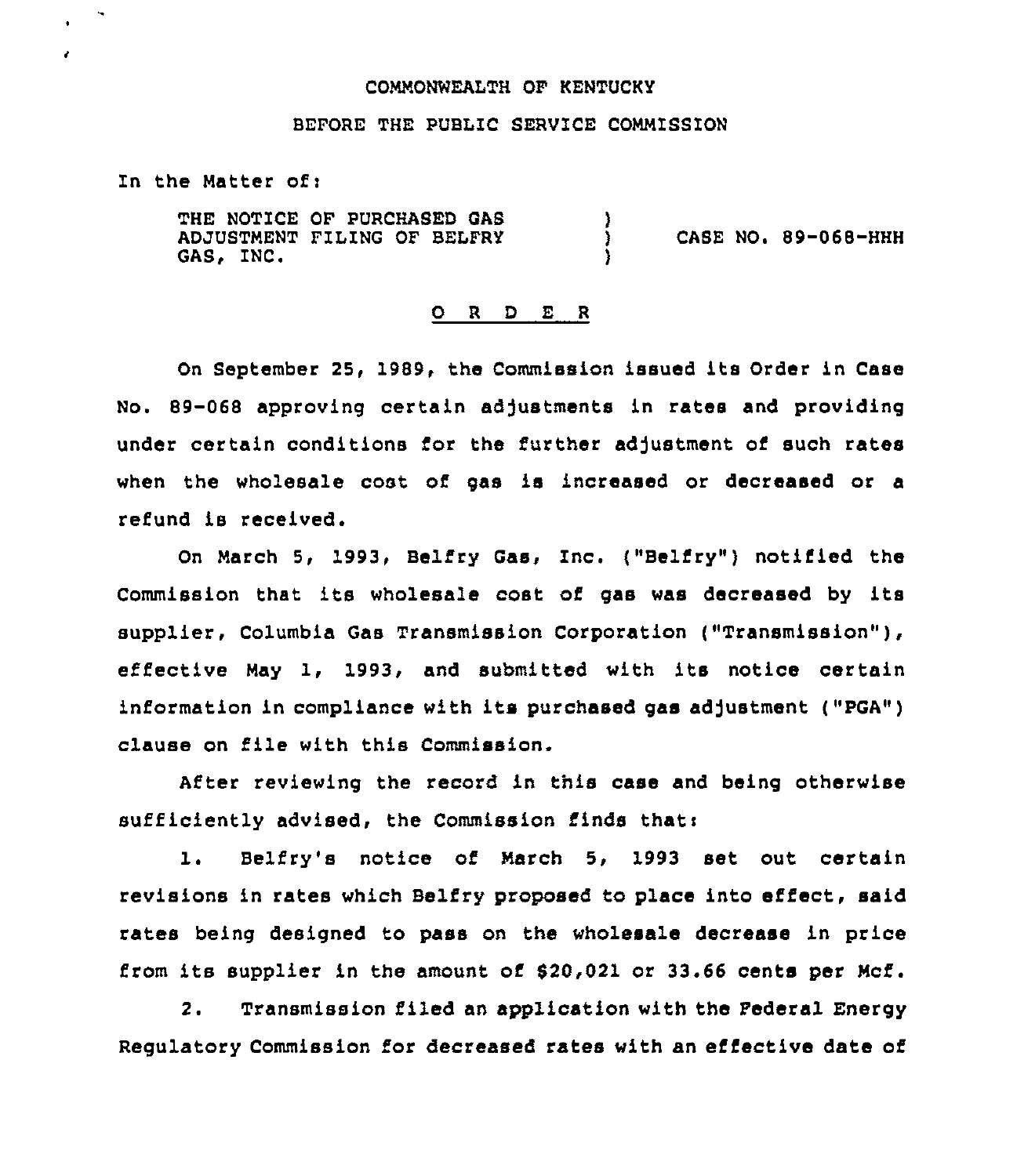COMMONWEALTH OF KENTUCKY

BEFORE THE PUBLIC SERVICE COMMISSION

In the Matter of:

THE NOTICE OF PURCHASED GAS ADJUSTMENT FILING OF BELFRY GAS, INC. ) CASE NO. 89-068-HHH

## O R D E R

On September 25, 1989, the Commission issued its Order in Case No. 89-068 approving certain adjustments in rates and providing under certain conditions for the further adjustment of such rates when the wholesale cost of gas is increased or decreased or a refund is received.

On March 5, 1993, Belfry Gas, Inc. ("Belfry") notified the Commission that its wholesale cost of gas was decreased by its supplier, Columbia Gas Transmission Corporation ("Transmission"), effective May 1, 1993, and submitted with its notice certain information in compliance with its purchased gas adjustment ("PGA") clause on file with this Commission.

After reviewing the record in this case and being otherwise sufficiently advised, the Commission finds that:

1. Belfry's notice of March 5, 1993 set out certain revisions in rates which Belfry proposed to place into effect, said rates being designed to pass on the wholesale decrease in price from its supplier in the amount of $20,021 or 33.66 cents per Mcf.

2. Transmission filed an application with the Federal Energy Regulatory Commission for decreased rates with an effective date of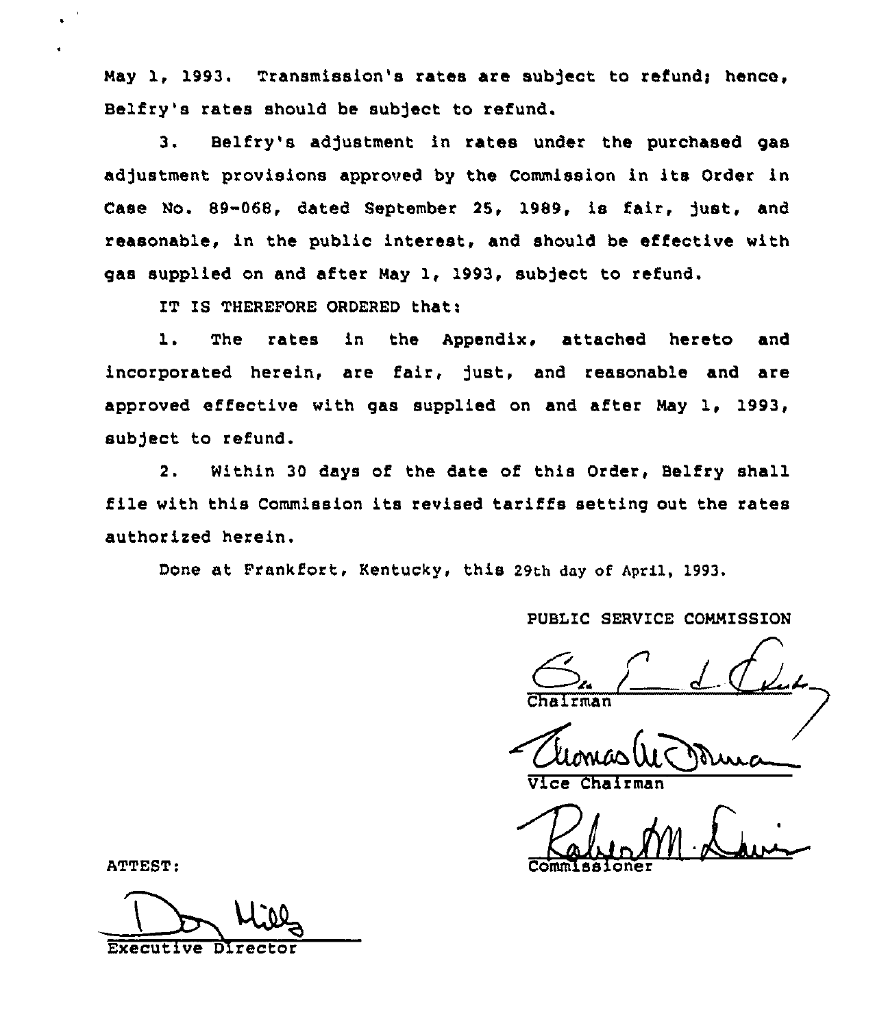May 1, 1993. Transmission's rates are subject to refund; hence, Belfry's rates should be subject to refund.

3. Belfry's adjustment in rates under the purchased gas adjustment provisions approved by the Commission in its Order in Case No. 89-068, dated September 25, 1989, is fair, just, and reasonable, in the public interest, and should be effective with gas supplied on and after May 1, 1993, subject to refund.

IT IS THEREFORE ORDERED that:

1. The rates in the Appendix, attached hereto and incorporated herein, are fair, just, and reasonable and are approved effective with gas supplied on and after May 1, 1993, subject to refund.

2. Within 30 days of the date of this Order, Belfry shall file with this Commission its revised tariffs setting out the rates authorized herein.

Done at Frankfort, Kentucky, this 29th day of April, 1993.

PUBLIC SERVICE COMMISSION

Chairman

Vice Chairman

Commissioner

ATTEST:

Executive Director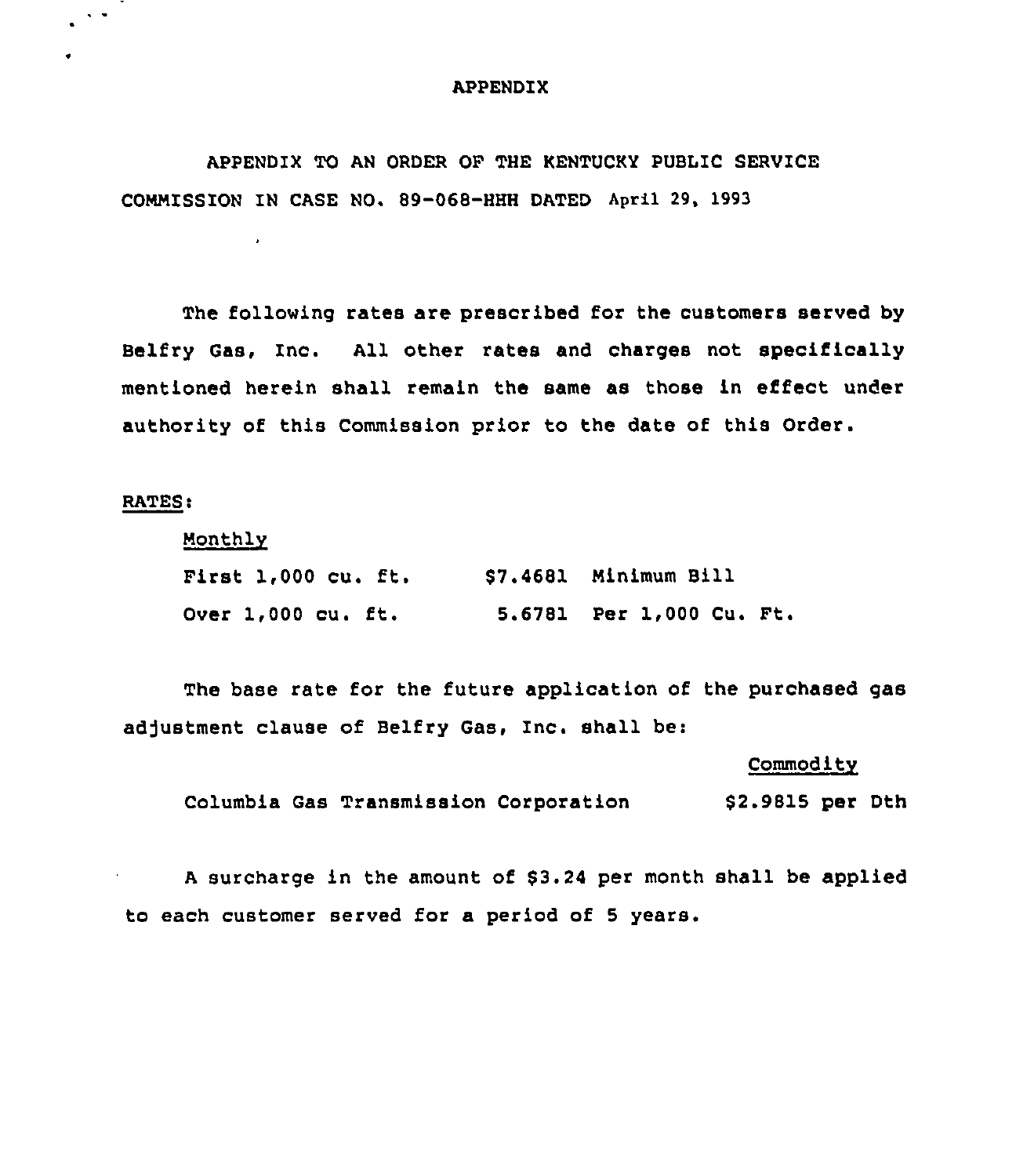# APPENDIX

APPENDIX TO AN ORDER OF THE KENTUCKY PUBLIC SERVICE COMMISSION IN CASE NO. 89-068-HHH DATED April 29, 1993

The following rates are prescribed for the customers served by Belfry Gas, Inc. All other rates and charges not specifically mentioned herein shall remain the same as those in effect under authority of this Commission prior to the date of this Order.

RATES:

Monthly

| | | |
|---|---|---|
| First 1,000 cu. ft. | $7.4681 | Minimum Bill |
| Over 1,000 cu. ft. | 5.6781 | Per 1,000 Cu. Ft. |

The base rate for the future application of the purchased gas adjustment clause of Belfry Gas, Inc. shall be:

| | Commodity |
|---|---|
| Columbia Gas Transmission Corporation | $2.9815 per Dth |

A surcharge in the amount of $3.24 per month shall be applied to each customer served for a period of 5 years.